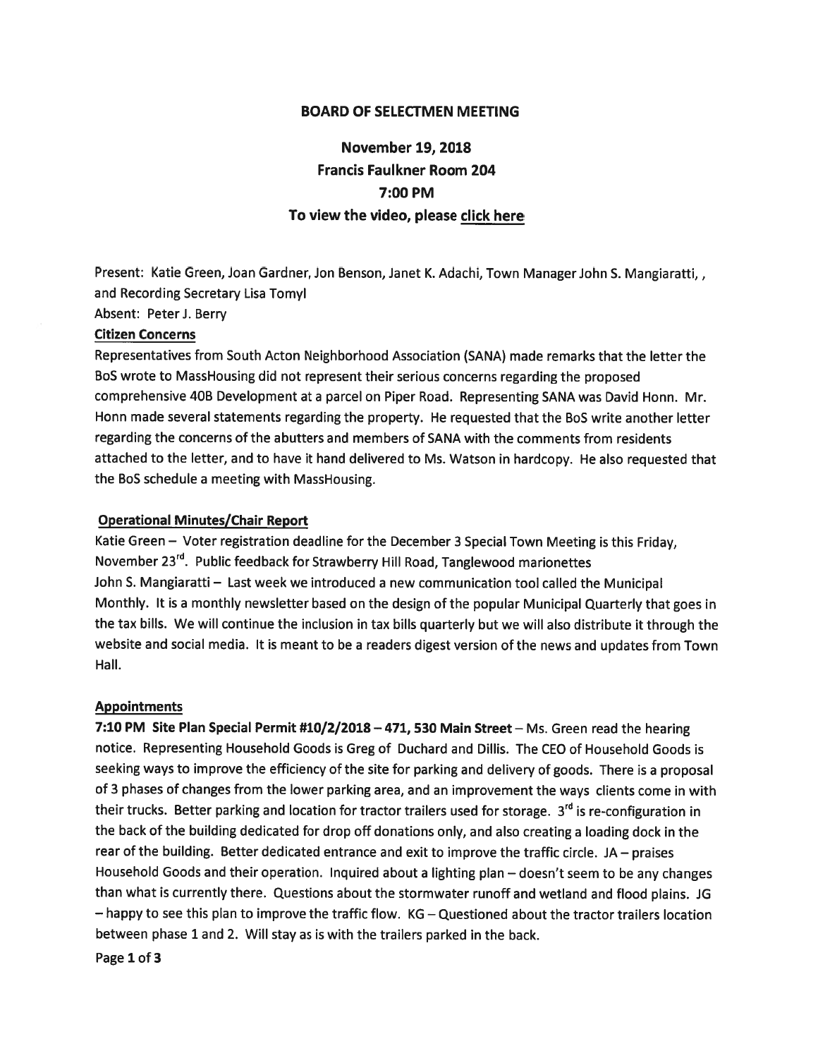## BOARD OF SELECTMEN MEETING

### November 19, 2018
### Francis Faulkner Room 204
### 7:00 PM
### To view the video, please click here

Present: Katie Green, Joan Gardner, Jon Benson, Janet K. Adachi, Town Manager John S. Mangiaratti, , and Recording Secretary Lisa Tomyl

Absent: Peter J. Berry

**Citizen Concerns**

Representatives from South Acton Neighborhood Association (SANA) made remarks that the letter the BoS wrote to MassHousing did not represent their serious concerns regarding the proposed comprehensive 40B Development at a parcel on Piper Road. Representing SANA was David Honn. Mr. Honn made several statements regarding the property. He requested that the BoS write another letter regarding the concerns of the abutters and members of SANA with the comments from residents attached to the letter, and to have it hand delivered to Ms. Watson in hardcopy. He also requested that the BoS schedule a meeting with MassHousing.

**Operational Minutes/Chair Report**

Katie Green – Voter registration deadline for the December 3 Special Town Meeting is this Friday, November 23rd. Public feedback for Strawberry Hill Road, Tanglewood marionettes

John S. Mangiaratti – Last week we introduced a new communication tool called the Municipal Monthly. It is a monthly newsletter based on the design of the popular Municipal Quarterly that goes in the tax bills. We will continue the inclusion in tax bills quarterly but we will also distribute it through the website and social media. It is meant to be a readers digest version of the news and updates from Town Hall.

**Appointments**

**7:10 PM Site Plan Special Permit #10/2/2018 – 471, 530 Main Street** – Ms. Green read the hearing notice. Representing Household Goods is Greg of Duchard and Dillis. The CEO of Household Goods is seeking ways to improve the efficiency of the site for parking and delivery of goods. There is a proposal of 3 phases of changes from the lower parking area, and an improvement the ways clients come in with their trucks. Better parking and location for tractor trailers used for storage. 3rd is re-configuration in the back of the building dedicated for drop off donations only, and also creating a loading dock in the rear of the building. Better dedicated entrance and exit to improve the traffic circle. JA – praises Household Goods and their operation. Inquired about a lighting plan – doesn't seem to be any changes than what is currently there. Questions about the stormwater runoff and wetland and flood plains. JG – happy to see this plan to improve the traffic flow. KG – Questioned about the tractor trailers location between phase 1 and 2. Will stay as is with the trailers parked in the back.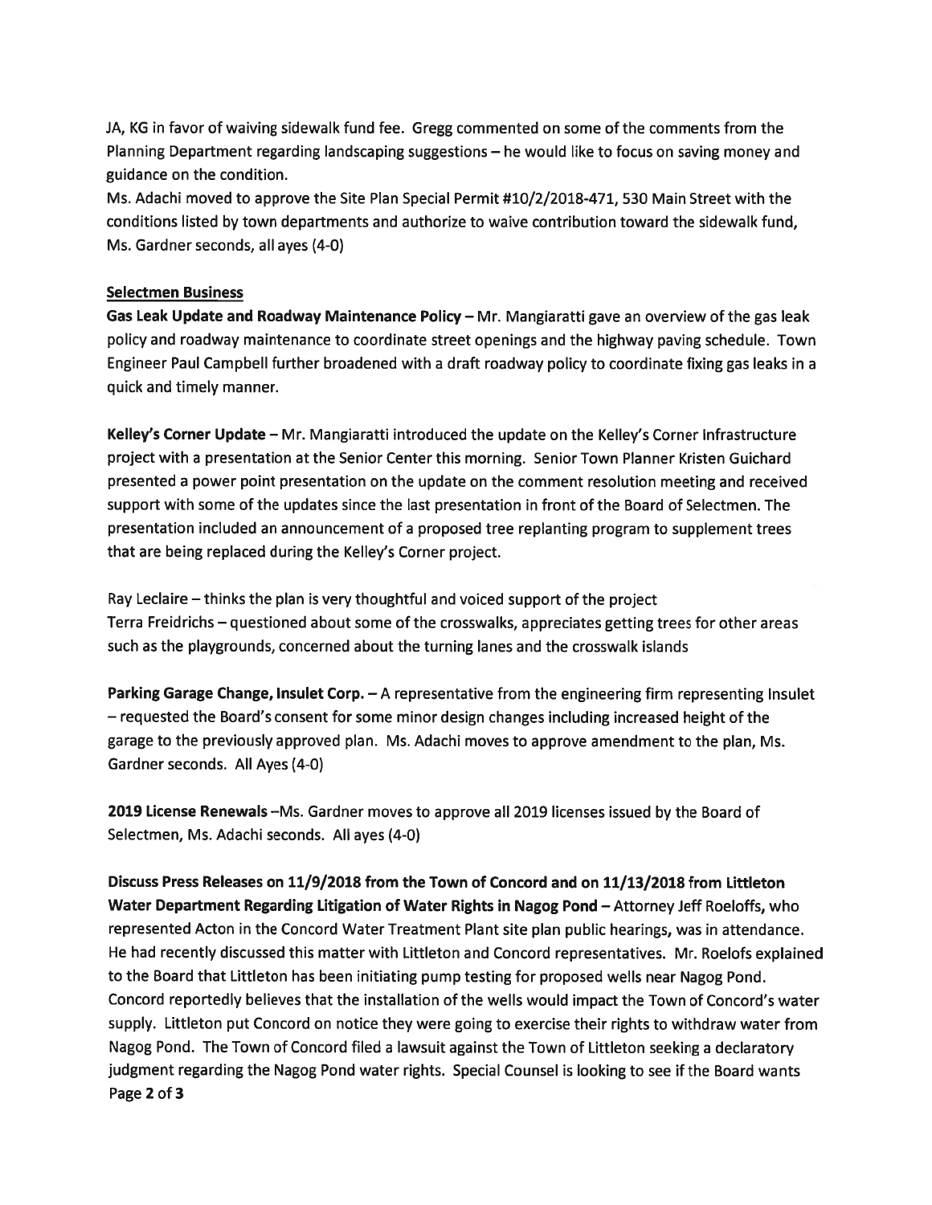JA, KG in favor of waiving sidewalk fund fee. Gregg commented on some of the comments from the Planning Department regarding landscaping suggestions – he would like to focus on saving money and guidance on the condition.

Ms. Adachi moved to approve the Site Plan Special Permit #10/2/2018-471, 530 Main Street with the conditions listed by town departments and authorize to waive contribution toward the sidewalk fund, Ms. Gardner seconds, all ayes (4-0)

## Selectmen Business

**Gas Leak Update and Roadway Maintenance Policy** – Mr. Mangiaratti gave an overview of the gas leak policy and roadway maintenance to coordinate street openings and the highway paving schedule. Town Engineer Paul Campbell further broadened with a draft roadway policy to coordinate fixing gas leaks in a quick and timely manner.

**Kelley's Corner Update** – Mr. Mangiaratti introduced the update on the Kelley's Corner Infrastructure project with a presentation at the Senior Center this morning. Senior Town Planner Kristen Guichard presented a power point presentation on the update on the comment resolution meeting and received support with some of the updates since the last presentation in front of the Board of Selectmen. The presentation included an announcement of a proposed tree replanting program to supplement trees that are being replaced during the Kelley's Corner project.

Ray Leclaire – thinks the plan is very thoughtful and voiced support of the project
Terra Freidrichs – questioned about some of the crosswalks, appreciates getting trees for other areas such as the playgrounds, concerned about the turning lanes and the crosswalk islands

**Parking Garage Change, Insulet Corp.** – A representative from the engineering firm representing Insulet – requested the Board's consent for some minor design changes including increased height of the garage to the previously approved plan. Ms. Adachi moves to approve amendment to the plan, Ms. Gardner seconds. All Ayes (4-0)

**2019 License Renewals** –Ms. Gardner moves to approve all 2019 licenses issued by the Board of Selectmen, Ms. Adachi seconds. All ayes (4-0)

**Discuss Press Releases on 11/9/2018 from the Town of Concord and on 11/13/2018 from Littleton Water Department Regarding Litigation of Water Rights in Nagog Pond** – Attorney Jeff Roeloffs, who represented Acton in the Concord Water Treatment Plant site plan public hearings, was in attendance. He had recently discussed this matter with Littleton and Concord representatives. Mr. Roelofs explained to the Board that Littleton has been initiating pump testing for proposed wells near Nagog Pond. Concord reportedly believes that the installation of the wells would impact the Town of Concord's water supply. Littleton put Concord on notice they were going to exercise their rights to withdraw water from Nagog Pond. The Town of Concord filed a lawsuit against the Town of Littleton seeking a declaratory judgment regarding the Nagog Pond water rights. Special Counsel is looking to see if the Board wants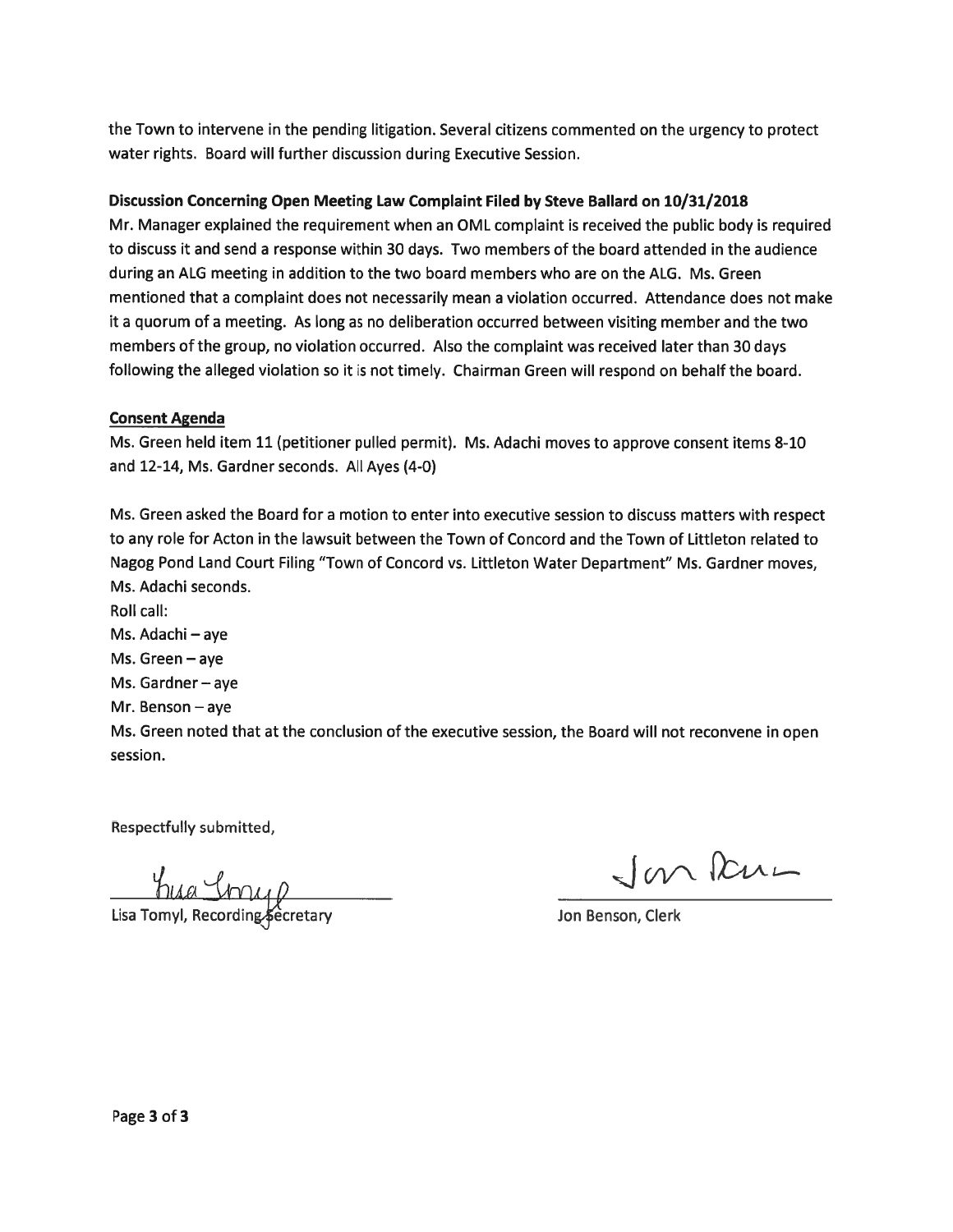the Town to intervene in the pending litigation. Several citizens commented on the urgency to protect water rights. Board will further discussion during Executive Session.

**Discussion Concerning Open Meeting Law Complaint Filed by Steve Ballard on 10/31/2018**

Mr. Manager explained the requirement when an OML complaint is received the public body is required to discuss it and send a response within 30 days. Two members of the board attended in the audience during an ALG meeting in addition to the two board members who are on the ALG. Ms. Green mentioned that a complaint does not necessarily mean a violation occurred. Attendance does not make it a quorum of a meeting. As long as no deliberation occurred between visiting member and the two members of the group, no violation occurred. Also the complaint was received later than 30 days following the alleged violation so it is not timely. Chairman Green will respond on behalf the board.

**Consent Agenda**

Ms. Green held item 11 (petitioner pulled permit). Ms. Adachi moves to approve consent items 8-10 and 12-14, Ms. Gardner seconds. All Ayes (4-0)

Ms. Green asked the Board for a motion to enter into executive session to discuss matters with respect to any role for Acton in the lawsuit between the Town of Concord and the Town of Littleton related to Nagog Pond Land Court Filing "Town of Concord vs. Littleton Water Department" Ms. Gardner moves, Ms. Adachi seconds.

Roll call:

Ms. Adachi – aye

Ms. Green – aye

Ms. Gardner – aye

Mr. Benson – aye

Ms. Green noted that at the conclusion of the executive session, the Board will not reconvene in open session.

Respectfully submitted,

Lisa Tomyl, Recording Secretary

Jon Benson, Clerk